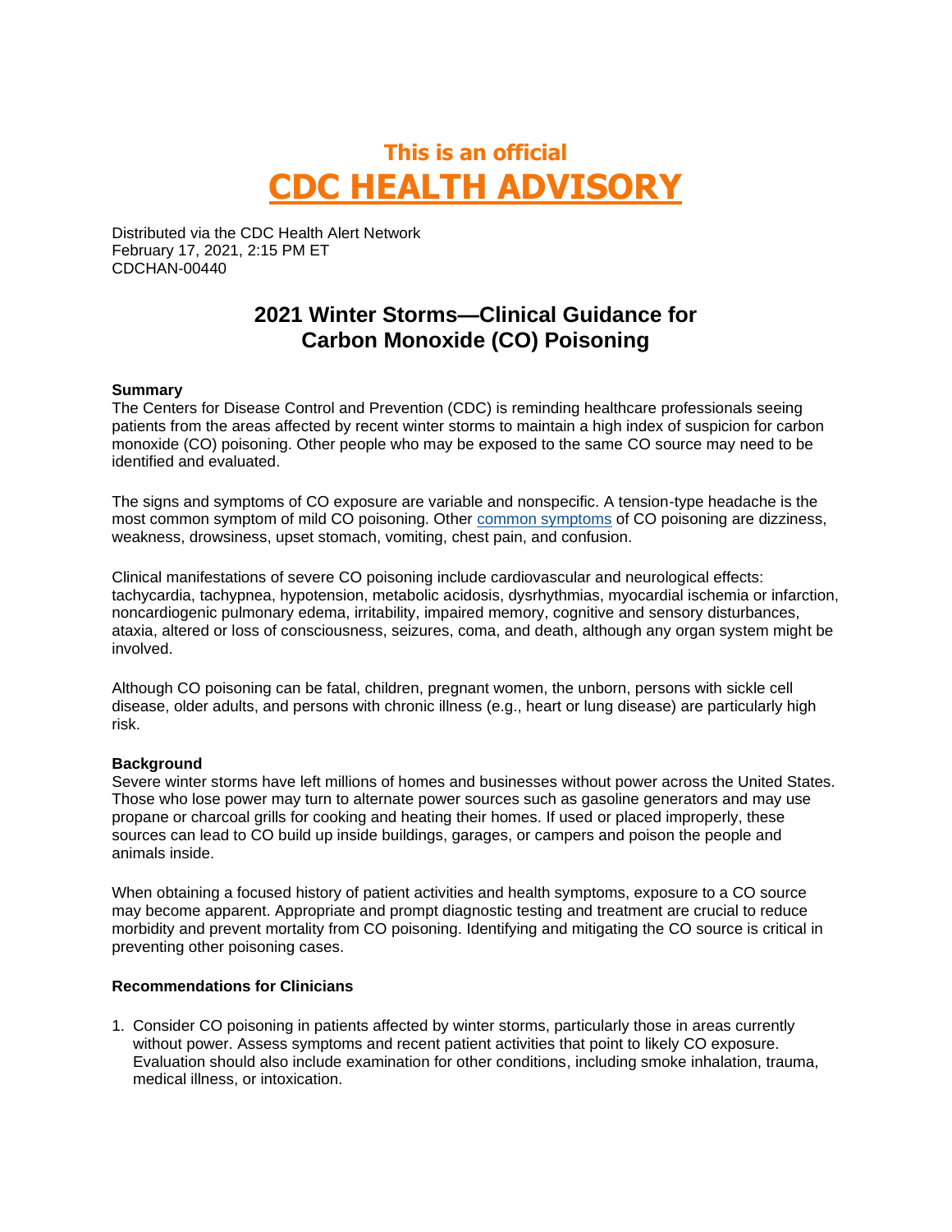**This is an official**

# CDC HEALTH ADVISORY

Distributed via the CDC Health Alert Network
February 17, 2021, 2:15 PM ET
CDCHAN-00440

## 2021 Winter Storms—Clinical Guidance for Carbon Monoxide (CO) Poisoning

**Summary**

The Centers for Disease Control and Prevention (CDC) is reminding healthcare professionals seeing patients from the areas affected by recent winter storms to maintain a high index of suspicion for carbon monoxide (CO) poisoning. Other people who may be exposed to the same CO source may need to be identified and evaluated.

The signs and symptoms of CO exposure are variable and nonspecific. A tension-type headache is the most common symptom of mild CO poisoning. Other common symptoms of CO poisoning are dizziness, weakness, drowsiness, upset stomach, vomiting, chest pain, and confusion.

Clinical manifestations of severe CO poisoning include cardiovascular and neurological effects: tachycardia, tachypnea, hypotension, metabolic acidosis, dysrhythmias, myocardial ischemia or infarction, noncardiogenic pulmonary edema, irritability, impaired memory, cognitive and sensory disturbances, ataxia, altered or loss of consciousness, seizures, coma, and death, although any organ system might be involved.

Although CO poisoning can be fatal, children, pregnant women, the unborn, persons with sickle cell disease, older adults, and persons with chronic illness (e.g., heart or lung disease) are particularly high risk.

**Background**

Severe winter storms have left millions of homes and businesses without power across the United States. Those who lose power may turn to alternate power sources such as gasoline generators and may use propane or charcoal grills for cooking and heating their homes. If used or placed improperly, these sources can lead to CO build up inside buildings, garages, or campers and poison the people and animals inside.

When obtaining a focused history of patient activities and health symptoms, exposure to a CO source may become apparent. Appropriate and prompt diagnostic testing and treatment are crucial to reduce morbidity and prevent mortality from CO poisoning. Identifying and mitigating the CO source is critical in preventing other poisoning cases.

**Recommendations for Clinicians**

1. Consider CO poisoning in patients affected by winter storms, particularly those in areas currently without power. Assess symptoms and recent patient activities that point to likely CO exposure. Evaluation should also include examination for other conditions, including smoke inhalation, trauma, medical illness, or intoxication.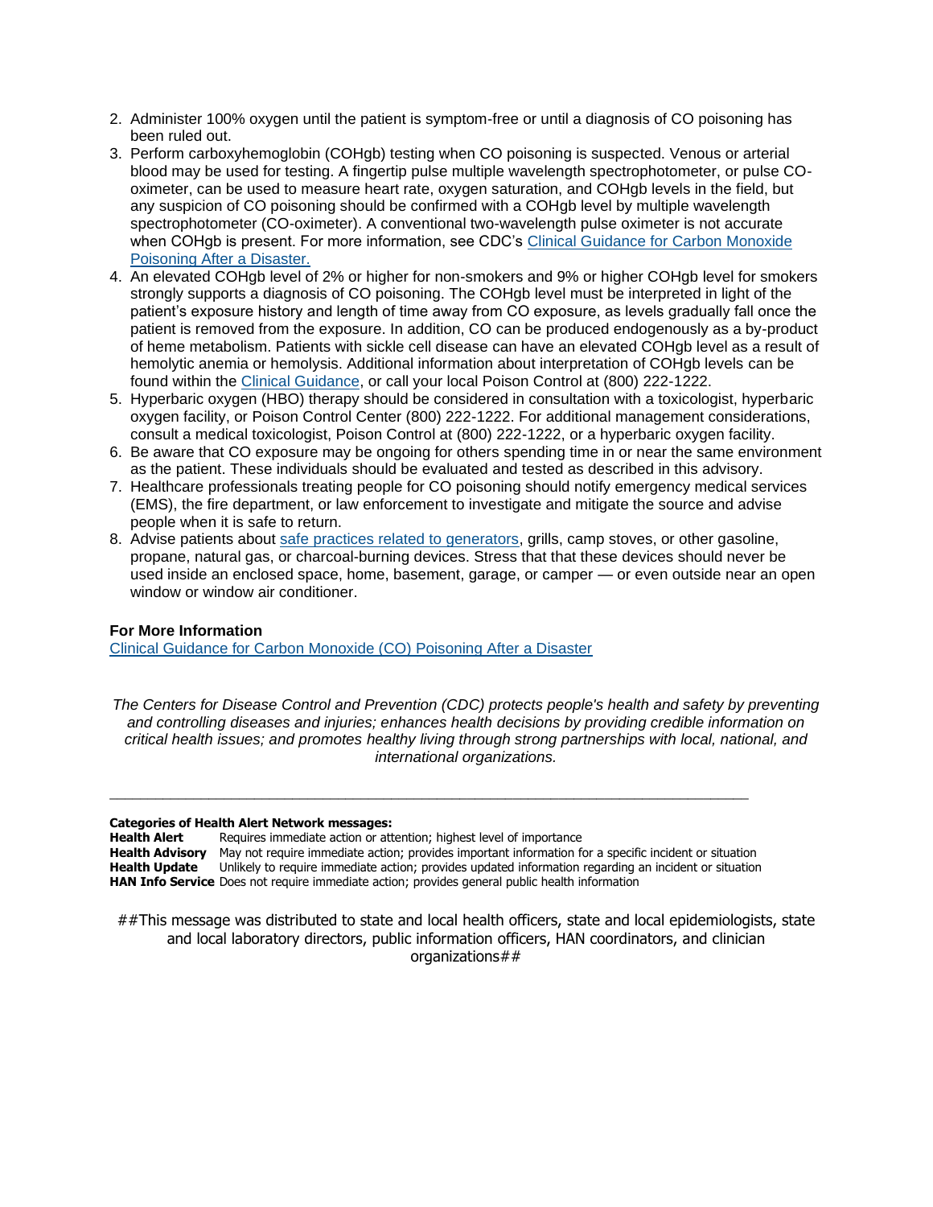2. Administer 100% oxygen until the patient is symptom-free or until a diagnosis of CO poisoning has been ruled out.
3. Perform carboxyhemoglobin (COHgb) testing when CO poisoning is suspected. Venous or arterial blood may be used for testing. A fingertip pulse multiple wavelength spectrophotometer, or pulse CO-oximeter, can be used to measure heart rate, oxygen saturation, and COHgb levels in the field, but any suspicion of CO poisoning should be confirmed with a COHgb level by multiple wavelength spectrophotometer (CO-oximeter). A conventional two-wavelength pulse oximeter is not accurate when COHgb is present. For more information, see CDC's [Clinical Guidance for Carbon Monoxide Poisoning After a Disaster.]()
4. An elevated COHgb level of 2% or higher for non-smokers and 9% or higher COHgb level for smokers strongly supports a diagnosis of CO poisoning. The COHgb level must be interpreted in light of the patient's exposure history and length of time away from CO exposure, as levels gradually fall once the patient is removed from the exposure. In addition, CO can be produced endogenously as a by-product of heme metabolism. Patients with sickle cell disease can have an elevated COHgb level as a result of hemolytic anemia or hemolysis. Additional information about interpretation of COHgb levels can be found within the [Clinical Guidance](), or call your local Poison Control at (800) 222-1222.
5. Hyperbaric oxygen (HBO) therapy should be considered in consultation with a toxicologist, hyperbaric oxygen facility, or Poison Control Center (800) 222-1222. For additional management considerations, consult a medical toxicologist, Poison Control at (800) 222-1222, or a hyperbaric oxygen facility.
6. Be aware that CO exposure may be ongoing for others spending time in or near the same environment as the patient. These individuals should be evaluated and tested as described in this advisory.
7. Healthcare professionals treating people for CO poisoning should notify emergency medical services (EMS), the fire department, or law enforcement to investigate and mitigate the source and advise people when it is safe to return.
8. Advise patients about [safe practices related to generators](), grills, camp stoves, or other gasoline, propane, natural gas, or charcoal-burning devices. Stress that that these devices should never be used inside an enclosed space, home, basement, garage, or camper — or even outside near an open window or window air conditioner.

**For More Information**

[Clinical Guidance for Carbon Monoxide (CO) Poisoning After a Disaster]()

*The Centers for Disease Control and Prevention (CDC) protects people's health and safety by preventing and controlling diseases and injuries; enhances health decisions by providing credible information on critical health issues; and promotes healthy living through strong partnerships with local, national, and international organizations.*

---

**Categories of Health Alert Network messages:**

**Health Alert** Requires immediate action or attention; highest level of importance
**Health Advisory** May not require immediate action; provides important information for a specific incident or situation
**Health Update** Unlikely to require immediate action; provides updated information regarding an incident or situation
**HAN Info Service** Does not require immediate action; provides general public health information

##This message was distributed to state and local health officers, state and local epidemiologists, state and local laboratory directors, public information officers, HAN coordinators, and clinician organizations##